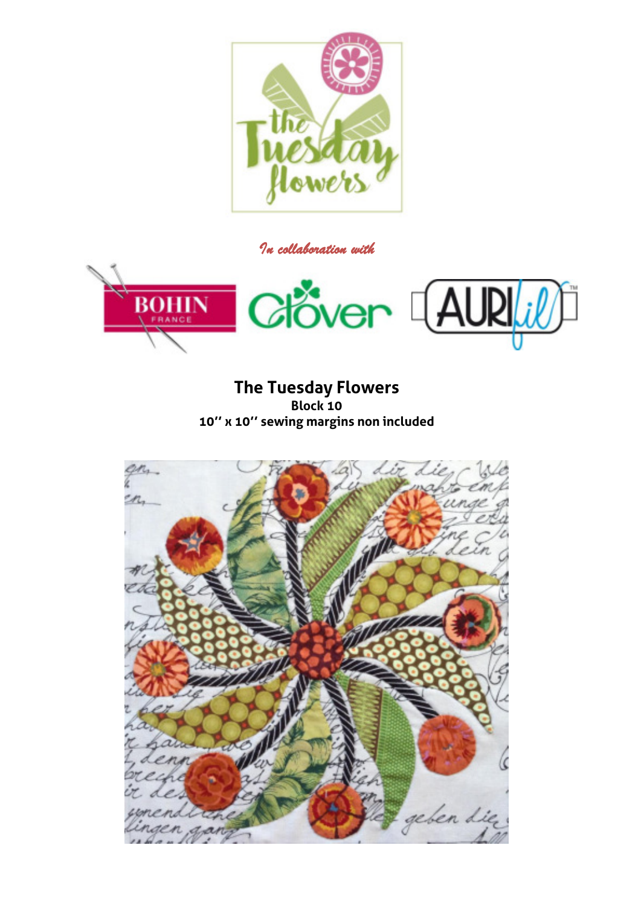*In collaboration with*

# The Tuesday Flowers

**Block 10**

**10'' x 10'' sewing margins non included**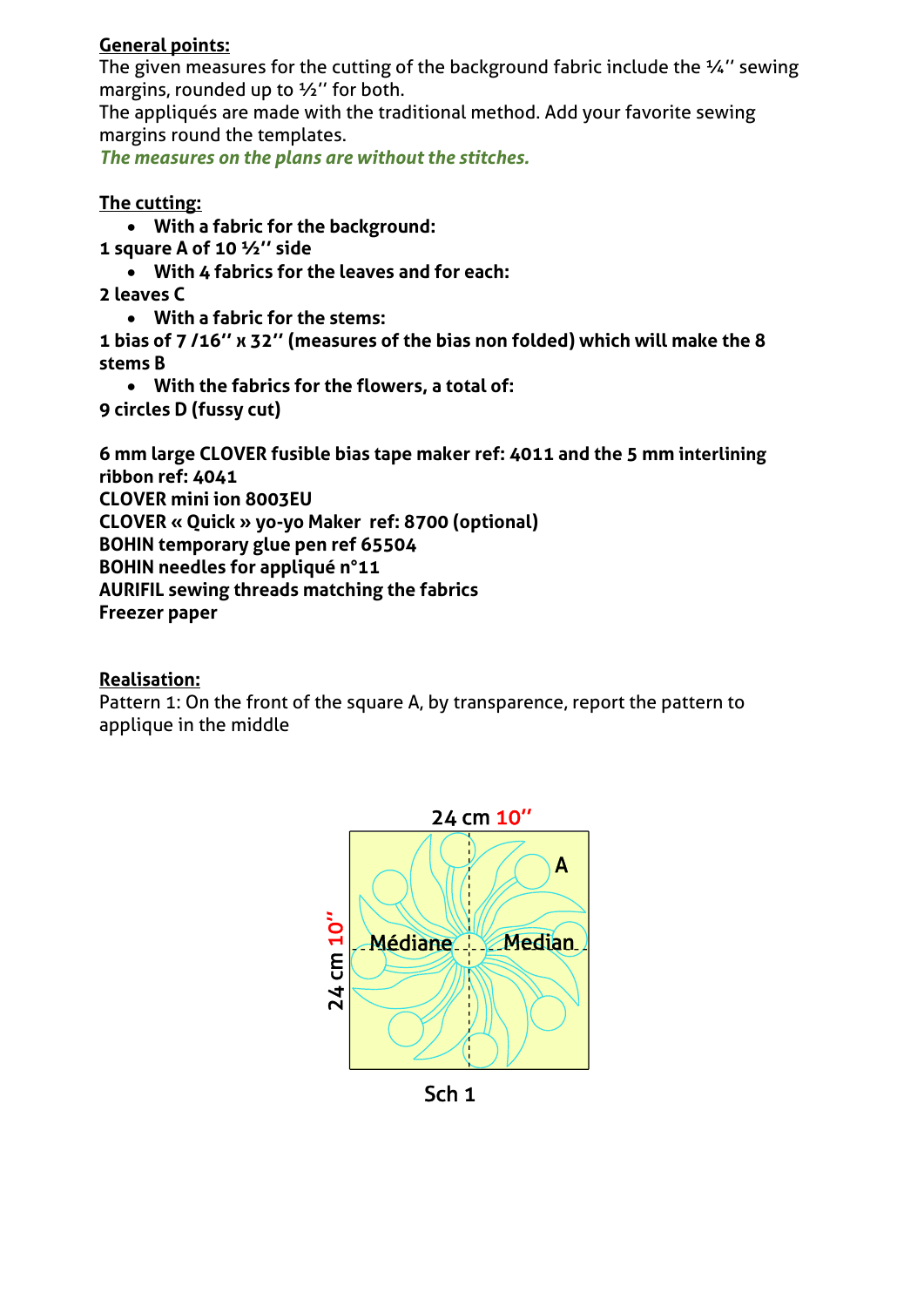**General points:**

The given measures for the cutting of the background fabric include the ¼'' sewing margins, rounded up to ½'' for both.

The appliqués are made with the traditional method. Add your favorite sewing margins round the templates.

*The measures on the plans are without the stitches.*

**The cutting:**

- **With a fabric for the background:**

**1 square A of 10 ½'' side**

- **With 4 fabrics for the leaves and for each:**

**2 leaves C**

- **With a fabric for the stems:**

**1 bias of 7 /16'' x 32'' (measures of the bias non folded) which will make the 8 stems B**

- **With the fabrics for the flowers, a total of:**

**9 circles D (fussy cut)**

**6 mm large CLOVER fusible bias tape maker ref: 4011 and the 5 mm interlining ribbon ref: 4041**
**CLOVER mini ion 8003EU**
**CLOVER « Quick » yo-yo Maker ref: 8700 (optional)**
**BOHIN temporary glue pen ref 65504**
**BOHIN needles for appliqué n°11**
**AURIFIL sewing threads matching the fabrics**
**Freezer paper**

**Realisation:**

Pattern 1: On the front of the square A, by transparence, report the pattern to applique in the middle

24 cm 10''

A

Médiane Median

24 cm 10''

Sch 1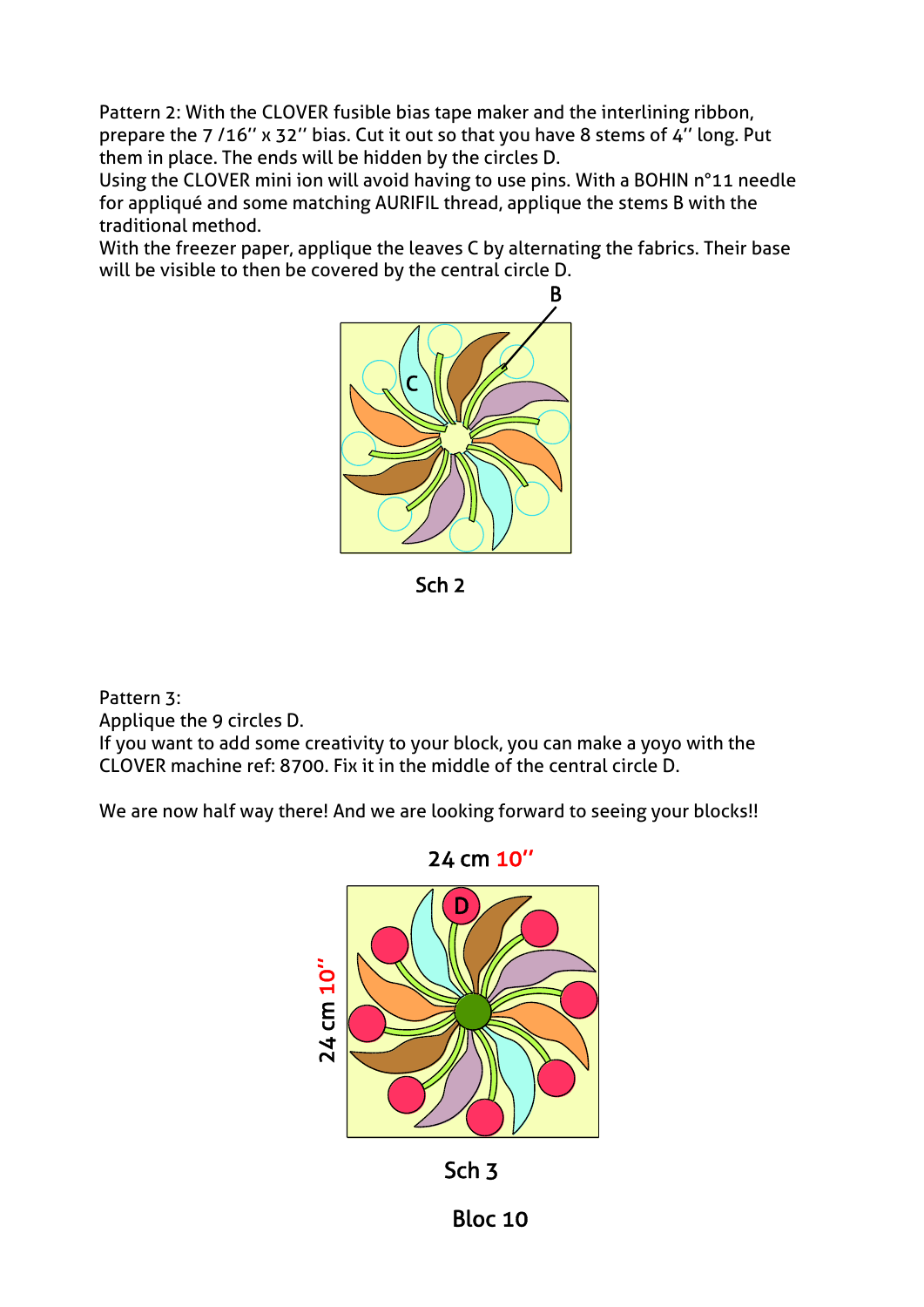Pattern 2: With the CLOVER fusible bias tape maker and the interlining ribbon, prepare the 7 /16'' x 32'' bias. Cut it out so that you have 8 stems of 4'' long. Put them in place. The ends will be hidden by the circles D.
Using the CLOVER mini ion will avoid having to use pins. With a BOHIN n°11 needle for appliqué and some matching AURIFIL thread, applique the stems B with the traditional method.
With the freezer paper, applique the leaves C by alternating the fabrics. Their base will be visible to then be covered by the central circle D.

Sch 2

Pattern 3:
Applique the 9 circles D.
If you want to add some creativity to your block, you can make a yoyo with the CLOVER machine ref: 8700. Fix it in the middle of the central circle D.

We are now half way there! And we are looking forward to seeing your blocks!!

24 cm 10''

24 cm 10''

Sch 3

Bloc 10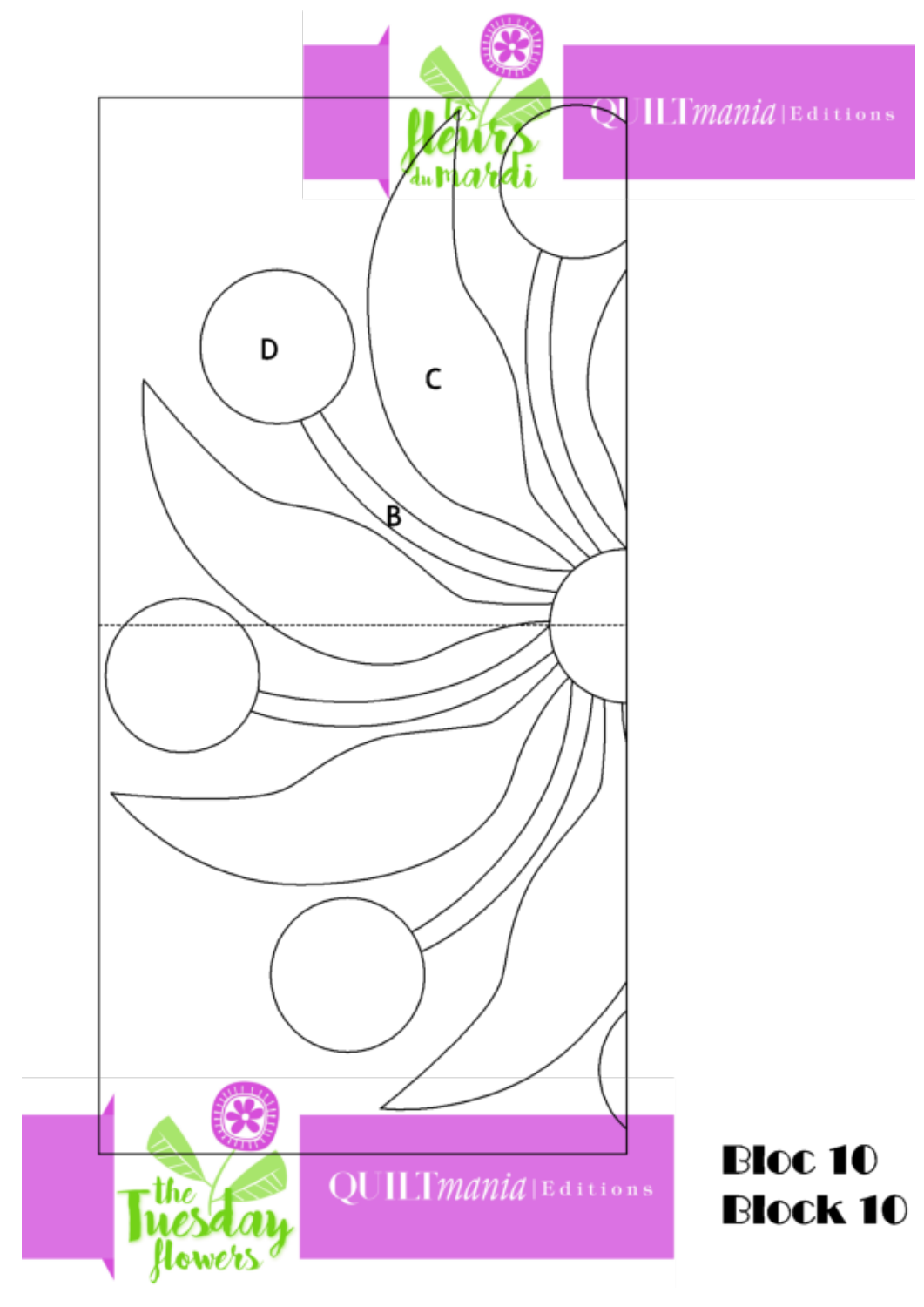D

C

B

**Bloc 10**
**Block 10**